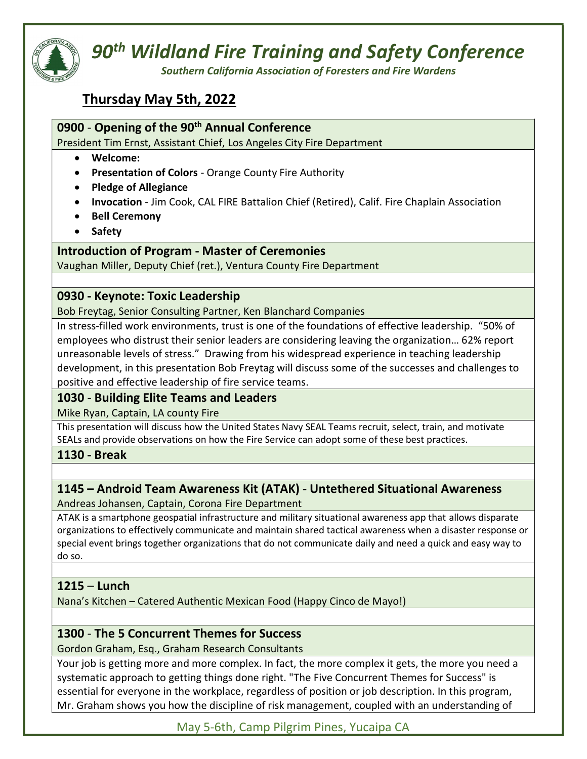# 90th Wildland Fire Training and Safety Conference

*Southern California Association of Foresters and Fire Wardens*

## Thursday May 5th, 2022

**0900 - Opening of the 90th Annual Conference**

President Tim Ernst, Assistant Chief, Los Angeles City Fire Department

- **Welcome:**
- **Presentation of Colors** - Orange County Fire Authority
- **Pledge of Allegiance**
- **Invocation** - Jim Cook, CAL FIRE Battalion Chief (Retired), Calif. Fire Chaplain Association
- **Bell Ceremony**
- **Safety**

**Introduction of Program - Master of Ceremonies**

Vaughan Miller, Deputy Chief (ret.), Ventura County Fire Department

**0930 - Keynote: Toxic Leadership**

Bob Freytag, Senior Consulting Partner, Ken Blanchard Companies

In stress-filled work environments, trust is one of the foundations of effective leadership. "50% of employees who distrust their senior leaders are considering leaving the organization… 62% report unreasonable levels of stress." Drawing from his widespread experience in teaching leadership development, in this presentation Bob Freytag will discuss some of the successes and challenges to positive and effective leadership of fire service teams.

**1030 - Building Elite Teams and Leaders**

Mike Ryan, Captain, LA county Fire

This presentation will discuss how the United States Navy SEAL Teams recruit, select, train, and motivate SEALs and provide observations on how the Fire Service can adopt some of these best practices.

**1130 - Break**

**1145 – Android Team Awareness Kit (ATAK) - Untethered Situational Awareness**

Andreas Johansen, Captain, Corona Fire Department

ATAK is a smartphone geospatial infrastructure and military situational awareness app that allows disparate organizations to effectively communicate and maintain shared tactical awareness when a disaster response or special event brings together organizations that do not communicate daily and need a quick and easy way to do so.

**1215 – Lunch**

Nana's Kitchen – Catered Authentic Mexican Food (Happy Cinco de Mayo!)

**1300 - The 5 Concurrent Themes for Success**

Gordon Graham, Esq., Graham Research Consultants

Your job is getting more and more complex. In fact, the more complex it gets, the more you need a systematic approach to getting things done right. "The Five Concurrent Themes for Success" is essential for everyone in the workplace, regardless of position or job description. In this program, Mr. Graham shows you how the discipline of risk management, coupled with an understanding of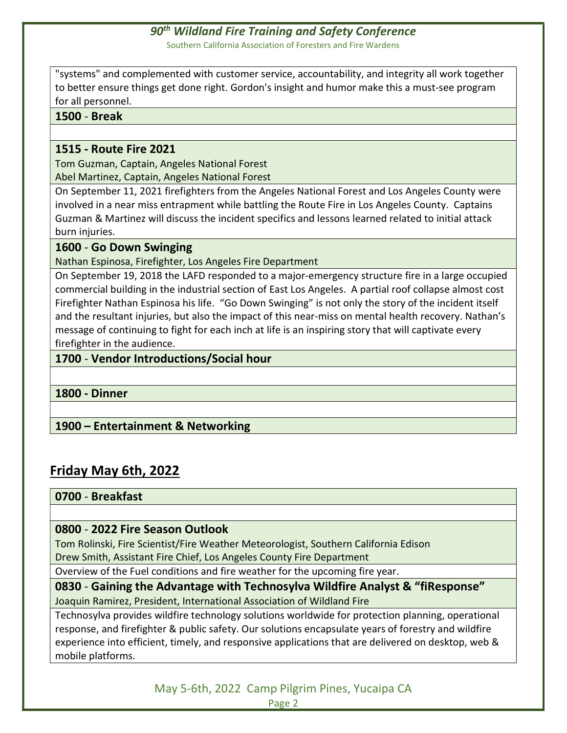"systems" and complemented with customer service, accountability, and integrity all work together to better ensure things get done right. Gordon's insight and humor make this a must-see program for all personnel.

**1500 - Break**

**1515 - Route Fire 2021**

Tom Guzman, Captain, Angeles National Forest
Abel Martinez, Captain, Angeles National Forest

On September 11, 2021 firefighters from the Angeles National Forest and Los Angeles County were involved in a near miss entrapment while battling the Route Fire in Los Angeles County. Captains Guzman & Martinez will discuss the incident specifics and lessons learned related to initial attack burn injuries.

**1600 - Go Down Swinging**

Nathan Espinosa, Firefighter, Los Angeles Fire Department

On September 19, 2018 the LAFD responded to a major-emergency structure fire in a large occupied commercial building in the industrial section of East Los Angeles. A partial roof collapse almost cost Firefighter Nathan Espinosa his life. "Go Down Swinging" is not only the story of the incident itself and the resultant injuries, but also the impact of this near-miss on mental health recovery. Nathan's message of continuing to fight for each inch at life is an inspiring story that will captivate every firefighter in the audience.

**1700 - Vendor Introductions/Social hour**

**1800 - Dinner**

**1900 – Entertainment & Networking**

## Friday May 6th, 2022

**0700 - Breakfast**

**0800 - 2022 Fire Season Outlook**

Tom Rolinski, Fire Scientist/Fire Weather Meteorologist, Southern California Edison
Drew Smith, Assistant Fire Chief, Los Angeles County Fire Department

Overview of the Fuel conditions and fire weather for the upcoming fire year.

**0830 - Gaining the Advantage with Technosylva Wildfire Analyst & "fiResponse"**

Joaquin Ramirez, President, International Association of Wildland Fire

Technosylva provides wildfire technology solutions worldwide for protection planning, operational response, and firefighter & public safety. Our solutions encapsulate years of forestry and wildfire experience into efficient, timely, and responsive applications that are delivered on desktop, web & mobile platforms.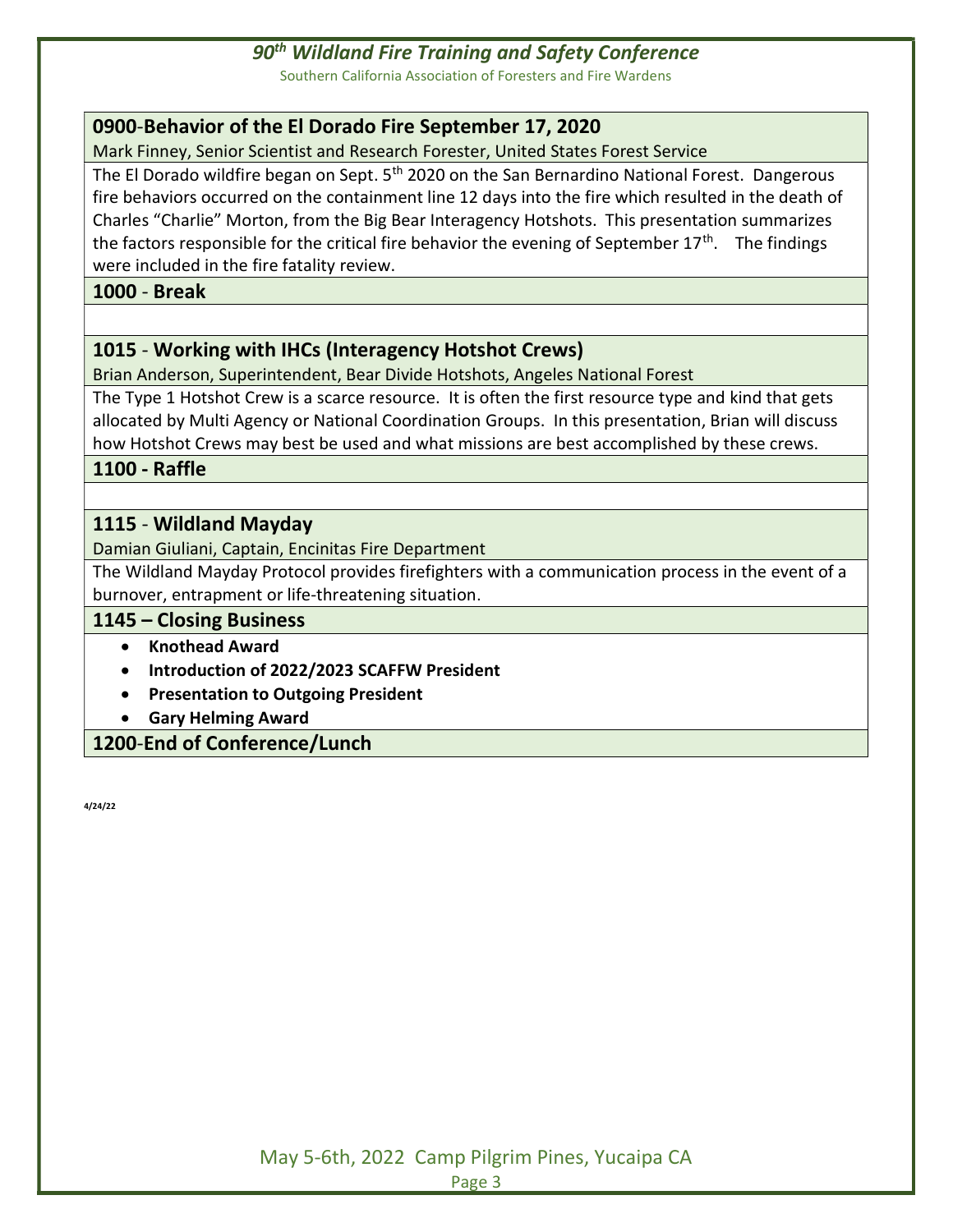### 0900-Behavior of the El Dorado Fire September 17, 2020

Mark Finney, Senior Scientist and Research Forester, United States Forest Service

The El Dorado wildfire began on Sept. 5th 2020 on the San Bernardino National Forest. Dangerous fire behaviors occurred on the containment line 12 days into the fire which resulted in the death of Charles "Charlie" Morton, from the Big Bear Interagency Hotshots. This presentation summarizes the factors responsible for the critical fire behavior the evening of September 17th. The findings were included in the fire fatality review.

### 1000 - Break

### 1015 - Working with IHCs (Interagency Hotshot Crews)

Brian Anderson, Superintendent, Bear Divide Hotshots, Angeles National Forest

The Type 1 Hotshot Crew is a scarce resource. It is often the first resource type and kind that gets allocated by Multi Agency or National Coordination Groups. In this presentation, Brian will discuss how Hotshot Crews may best be used and what missions are best accomplished by these crews.

### 1100 - Raffle

### 1115 - Wildland Mayday

Damian Giuliani, Captain, Encinitas Fire Department

The Wildland Mayday Protocol provides firefighters with a communication process in the event of a burnover, entrapment or life-threatening situation.

### 1145 – Closing Business

- **Knothead Award**
- **Introduction of 2022/2023 SCAFFW President**
- **Presentation to Outgoing President**
- **Gary Helming Award**

### 1200-End of Conference/Lunch

**4/24/22**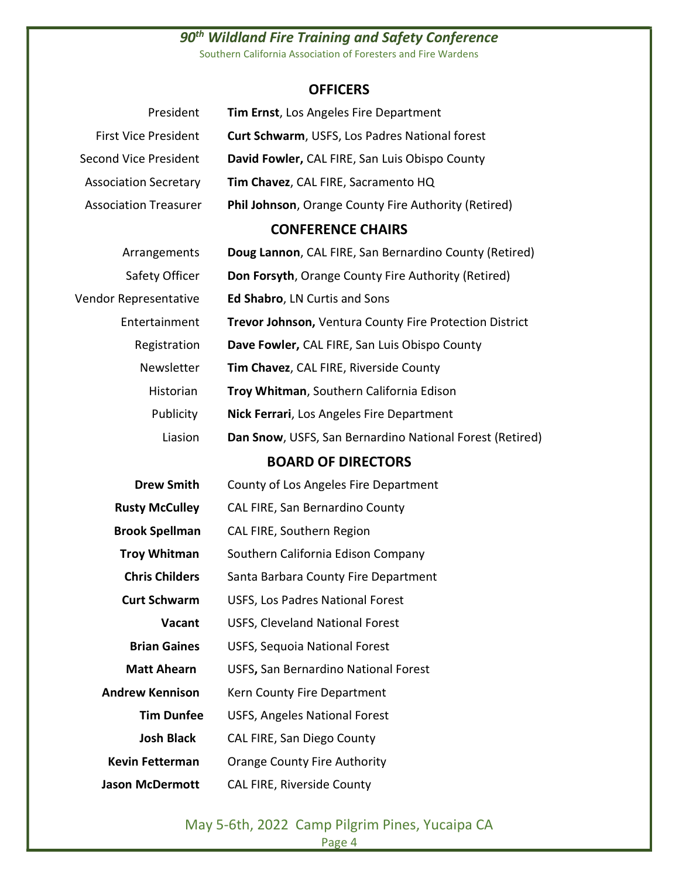## OFFICERS

| | |
|---|---|
| President | **Tim Ernst**, Los Angeles Fire Department |
| First Vice President | **Curt Schwarm**, USFS, Los Padres National forest |
| Second Vice President | **David Fowler,** CAL FIRE, San Luis Obispo County |
| Association Secretary | **Tim Chavez**, CAL FIRE, Sacramento HQ |
| Association Treasurer | **Phil Johnson**, Orange County Fire Authority (Retired) |

## CONFERENCE CHAIRS

| | |
|---|---|
| Arrangements | **Doug Lannon**, CAL FIRE, San Bernardino County (Retired) |
| Safety Officer | **Don Forsyth**, Orange County Fire Authority (Retired) |
| Vendor Representative | **Ed Shabro**, LN Curtis and Sons |
| Entertainment | **Trevor Johnson,** Ventura County Fire Protection District |
| Registration | **Dave Fowler,** CAL FIRE, San Luis Obispo County |
| Newsletter | **Tim Chavez**, CAL FIRE, Riverside County |
| Historian | **Troy Whitman**, Southern California Edison |
| Publicity | **Nick Ferrari**, Los Angeles Fire Department |
| Liasion | **Dan Snow**, USFS, San Bernardino National Forest (Retired) |

## BOARD OF DIRECTORS

| | |
|---|---|
| **Drew Smith** | County of Los Angeles Fire Department |
| **Rusty McCulley** | CAL FIRE, San Bernardino County |
| **Brook Spellman** | CAL FIRE, Southern Region |
| **Troy Whitman** | Southern California Edison Company |
| **Chris Childers** | Santa Barbara County Fire Department |
| **Curt Schwarm** | USFS, Los Padres National Forest |
| **Vacant** | USFS, Cleveland National Forest |
| **Brian Gaines** | USFS, Sequoia National Forest |
| **Matt Ahearn** | USFS**,** San Bernardino National Forest |
| **Andrew Kennison** | Kern County Fire Department |
| **Tim Dunfee** | USFS, Angeles National Forest |
| **Josh Black** | CAL FIRE, San Diego County |
| **Kevin Fetterman** | Orange County Fire Authority |
| **Jason McDermott** | CAL FIRE, Riverside County |